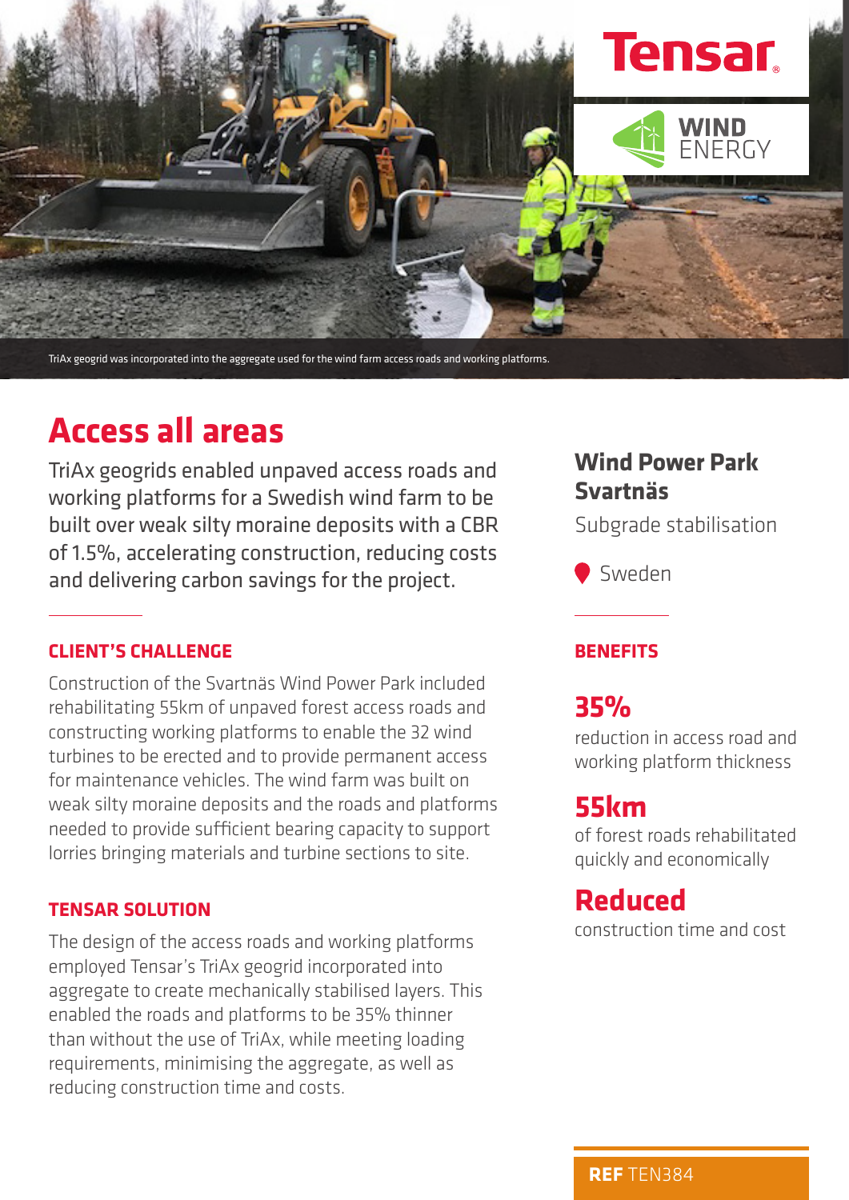Tensar

WIND ENERGY

TriAx geogrid was incorporated into the aggregate used for the wind farm access roads and working platforms.

# Access all areas

TriAx geogrids enabled unpaved access roads and working platforms for a Swedish wind farm to be built over weak silty moraine deposits with a CBR of 1.5%, accelerating construction, reducing costs and delivering carbon savings for the project.

## Wind Power Park Svartnäs

Subgrade stabilisation

Sweden

### CLIENT'S CHALLENGE

Construction of the Svartnäs Wind Power Park included rehabilitating 55km of unpaved forest access roads and constructing working platforms to enable the 32 wind turbines to be erected and to provide permanent access for maintenance vehicles. The wind farm was built on weak silty moraine deposits and the roads and platforms needed to provide sufficient bearing capacity to support lorries bringing materials and turbine sections to site.

### TENSAR SOLUTION

The design of the access roads and working platforms employed Tensar's TriAx geogrid incorporated into aggregate to create mechanically stabilised layers. This enabled the roads and platforms to be 35% thinner than without the use of TriAx, while meeting loading requirements, minimising the aggregate, as well as reducing construction time and costs.

### BENEFITS

**35%**
reduction in access road and working platform thickness

**55km**
of forest roads rehabilitated quickly and economically

**Reduced**
construction time and cost

**REF** TEN384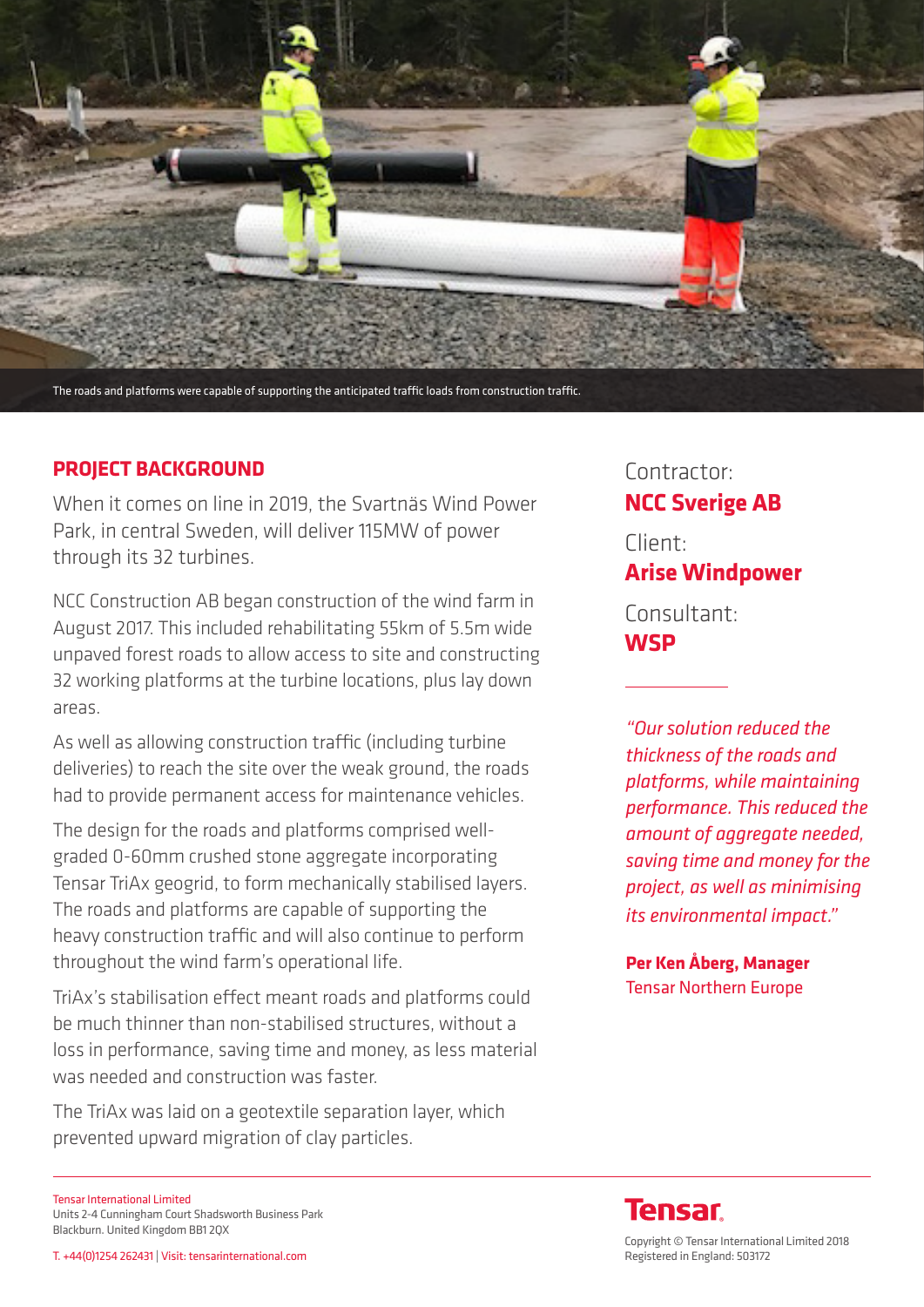The roads and platforms were capable of supporting the anticipated traffic loads from construction traffic.

## PROJECT BACKGROUND

When it comes on line in 2019, the Svartnäs Wind Power Park, in central Sweden, will deliver 115MW of power through its 32 turbines.

NCC Construction AB began construction of the wind farm in August 2017. This included rehabilitating 55km of 5.5m wide unpaved forest roads to allow access to site and constructing 32 working platforms at the turbine locations, plus lay down areas.

As well as allowing construction traffic (including turbine deliveries) to reach the site over the weak ground, the roads had to provide permanent access for maintenance vehicles.

The design for the roads and platforms comprised well-graded 0-60mm crushed stone aggregate incorporating Tensar TriAx geogrid, to form mechanically stabilised layers. The roads and platforms are capable of supporting the heavy construction traffic and will also continue to perform throughout the wind farm's operational life.

TriAx's stabilisation effect meant roads and platforms could be much thinner than non-stabilised structures, without a loss in performance, saving time and money, as less material was needed and construction was faster.

The TriAx was laid on a geotextile separation layer, which prevented upward migration of clay particles.

Contractor:
**NCC Sverige AB**

Client:
**Arise Windpower**

Consultant:
**WSP**

*"Our solution reduced the thickness of the roads and platforms, while maintaining performance. This reduced the amount of aggregate needed, saving time and money for the project, as well as minimising its environmental impact."*

**Per Ken Åberg, Manager**
Tensar Northern Europe

Tensar International Limited
Units 2-4 Cunningham Court Shadsworth Business Park
Blackburn. United Kingdom BB1 2QX

T. +44(0)1254 262431 | Visit: tensarinternational.com

Tensar

Copyright © Tensar International Limited 2018
Registered in England: 503172